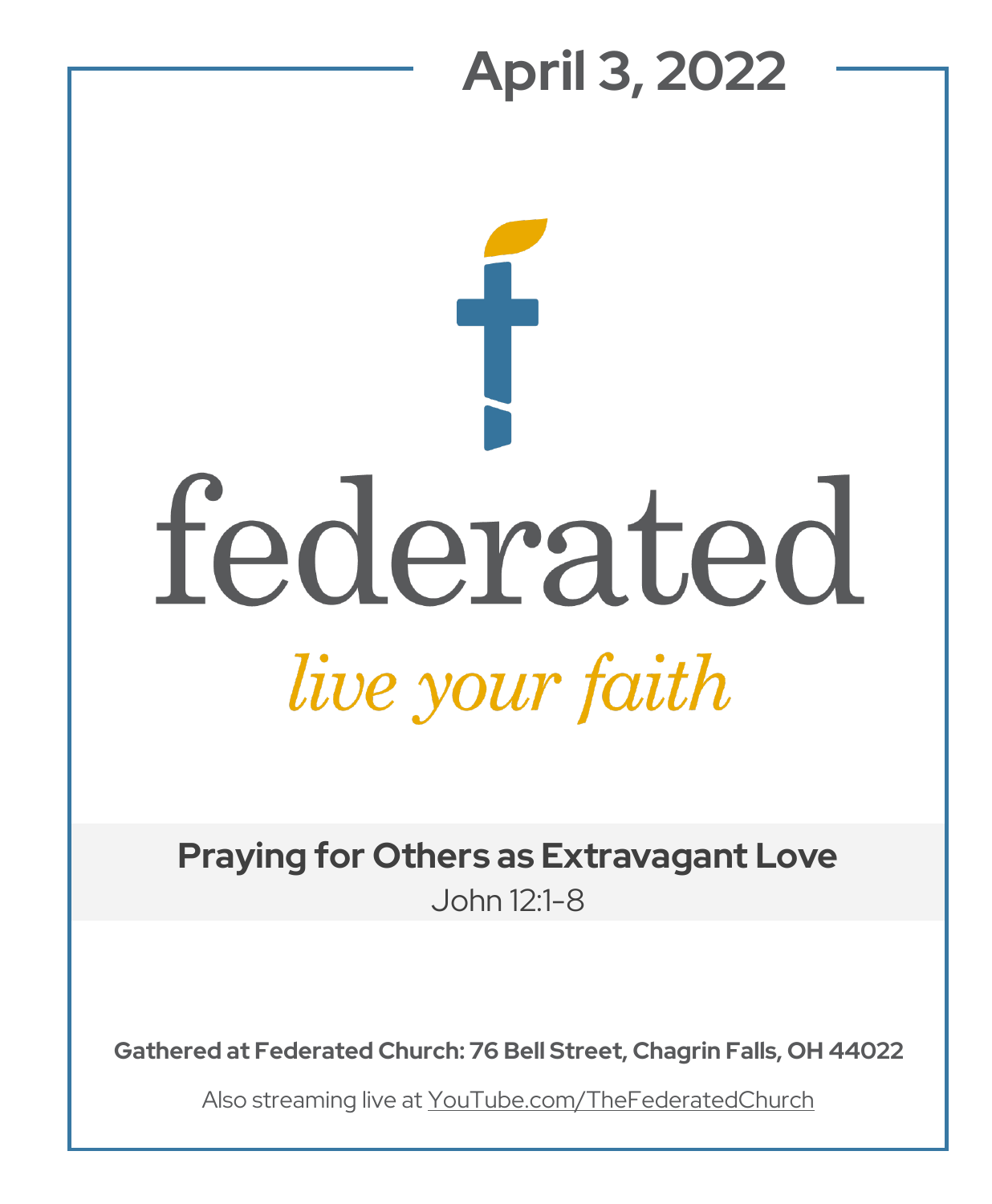# April 3, 2022

federated

*live your faith*

## Praying for Others as Extravagant Love

John 12:1-8

**Gathered at Federated Church: 76 Bell Street, Chagrin Falls, OH 44022**

Also streaming live at YouTube.com/TheFederatedChurch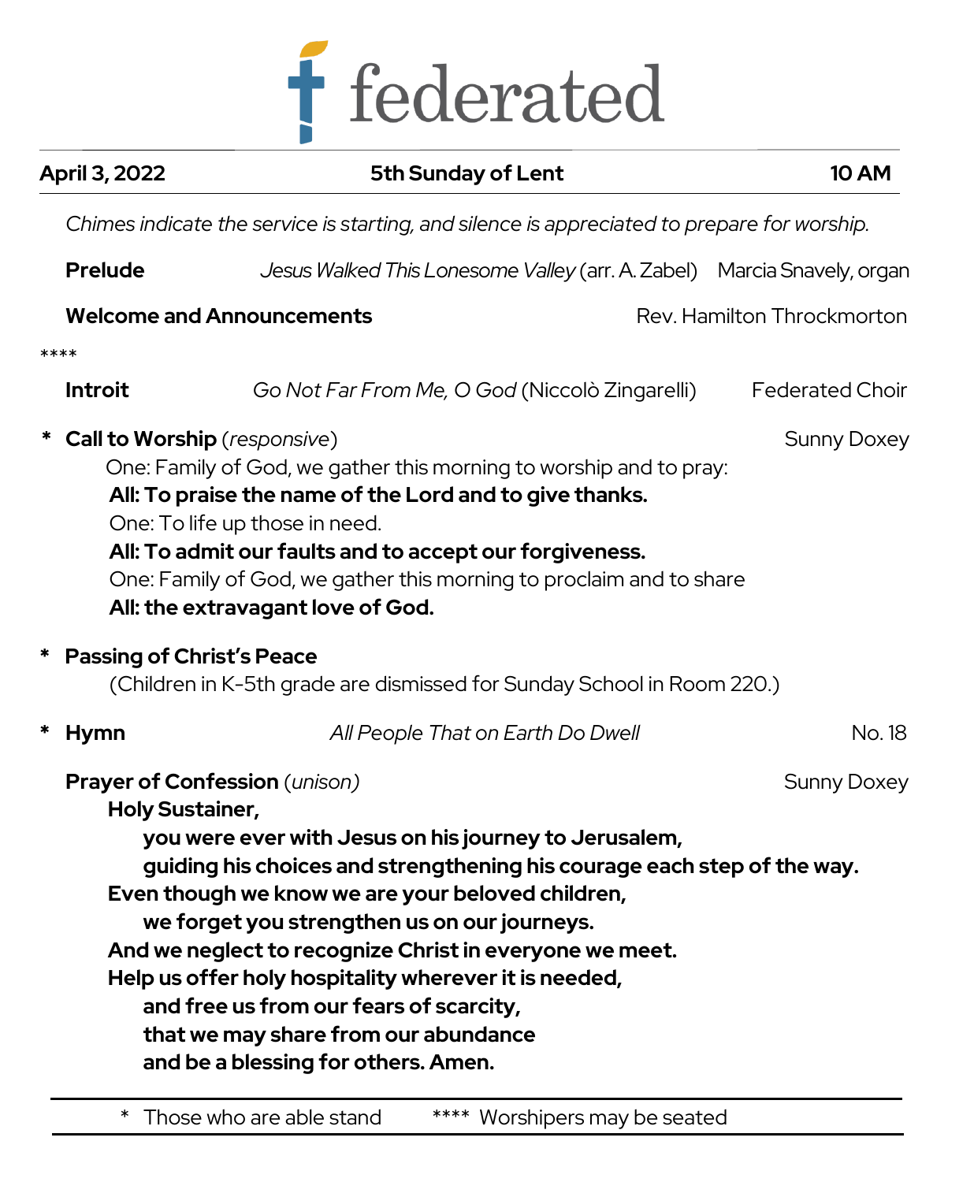# federated

| April 3, 2022 | 5th Sunday of Lent | 10 AM |
|---|---|---|

*Chimes indicate the service is starting, and silence is appreciated to prepare for worship.*

**Prelude** — *Jesus Walked This Lonesome Valley* (arr. A. Zabel) — Marcia Snavely, organ

**Welcome and Announcements** — Rev. Hamilton Throckmorton

****

**Introit** — *Go Not Far From Me, O God* (Niccolò Zingarelli) — Federated Choir

\* **Call to Worship** (*responsive*) — Sunny Doxey

One: Family of God, we gather this morning to worship and to pray:
**All: To praise the name of the Lord and to give thanks.**
One: To life up those in need.
**All: To admit our faults and to accept our forgiveness.**
One: Family of God, we gather this morning to proclaim and to share
**All: the extravagant love of God.**

\* **Passing of Christ's Peace**
(Children in K-5th grade are dismissed for Sunday School in Room 220.)

\* **Hymn** — *All People That on Earth Do Dwell* — No. 18

**Prayer of Confession** (*unison*) — Sunny Doxey

**Holy Sustainer,**
**you were ever with Jesus on his journey to Jerusalem,**
**guiding his choices and strengthening his courage each step of the way.**
**Even though we know we are your beloved children,**
**we forget you strengthen us on our journeys.**
**And we neglect to recognize Christ in everyone we meet.**
**Help us offer holy hospitality wherever it is needed,**
**and free us from our fears of scarcity,**
**that we may share from our abundance**
**and be a blessing for others. Amen.**

\* Those who are able stand &nbsp;&nbsp;&nbsp; **** Worshipers may be seated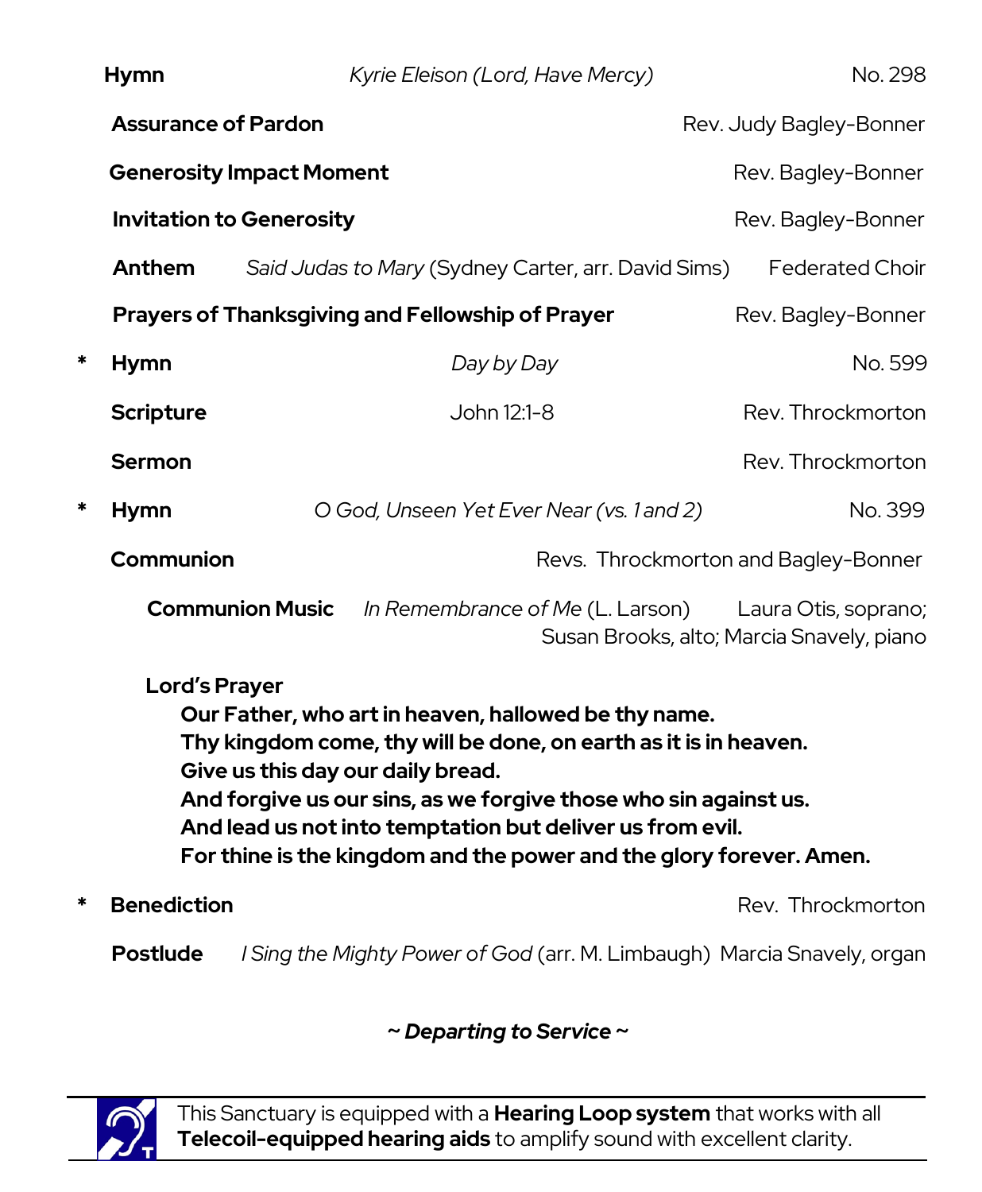**Hymn** *Kyrie Eleison (Lord, Have Mercy)* No. 298

**Assurance of Pardon** Rev. Judy Bagley-Bonner

**Generosity Impact Moment** Rev. Bagley-Bonner

**Invitation to Generosity** Rev. Bagley-Bonner

**Anthem** *Said Judas to Mary* (Sydney Carter, arr. David Sims) Federated Choir

**Prayers of Thanksgiving and Fellowship of Prayer** Rev. Bagley-Bonner

\* **Hymn** *Day by Day* No. 599

**Scripture** John 12:1-8 Rev. Throckmorton

**Sermon** Rev. Throckmorton

\* **Hymn** *O God, Unseen Yet Ever Near (vs. 1 and 2)* No. 399

**Communion** Revs. Throckmorton and Bagley-Bonner

**Communion Music** *In Remembrance of Me* (L. Larson) Laura Otis, soprano; Susan Brooks, alto; Marcia Snavely, piano

**Lord's Prayer**

**Our Father, who art in heaven, hallowed be thy name.**
**Thy kingdom come, thy will be done, on earth as it is in heaven.**
**Give us this day our daily bread.**
**And forgive us our sins, as we forgive those who sin against us.**
**And lead us not into temptation but deliver us from evil.**
**For thine is the kingdom and the power and the glory forever. Amen.**

\* **Benediction** Rev. Throckmorton

**Postlude** *I Sing the Mighty Power of God* (arr. M. Limbaugh) Marcia Snavely, organ

***~ Departing to Service ~***

---

This Sanctuary is equipped with a **Hearing Loop system** that works with all **Telecoil-equipped hearing aids** to amplify sound with excellent clarity.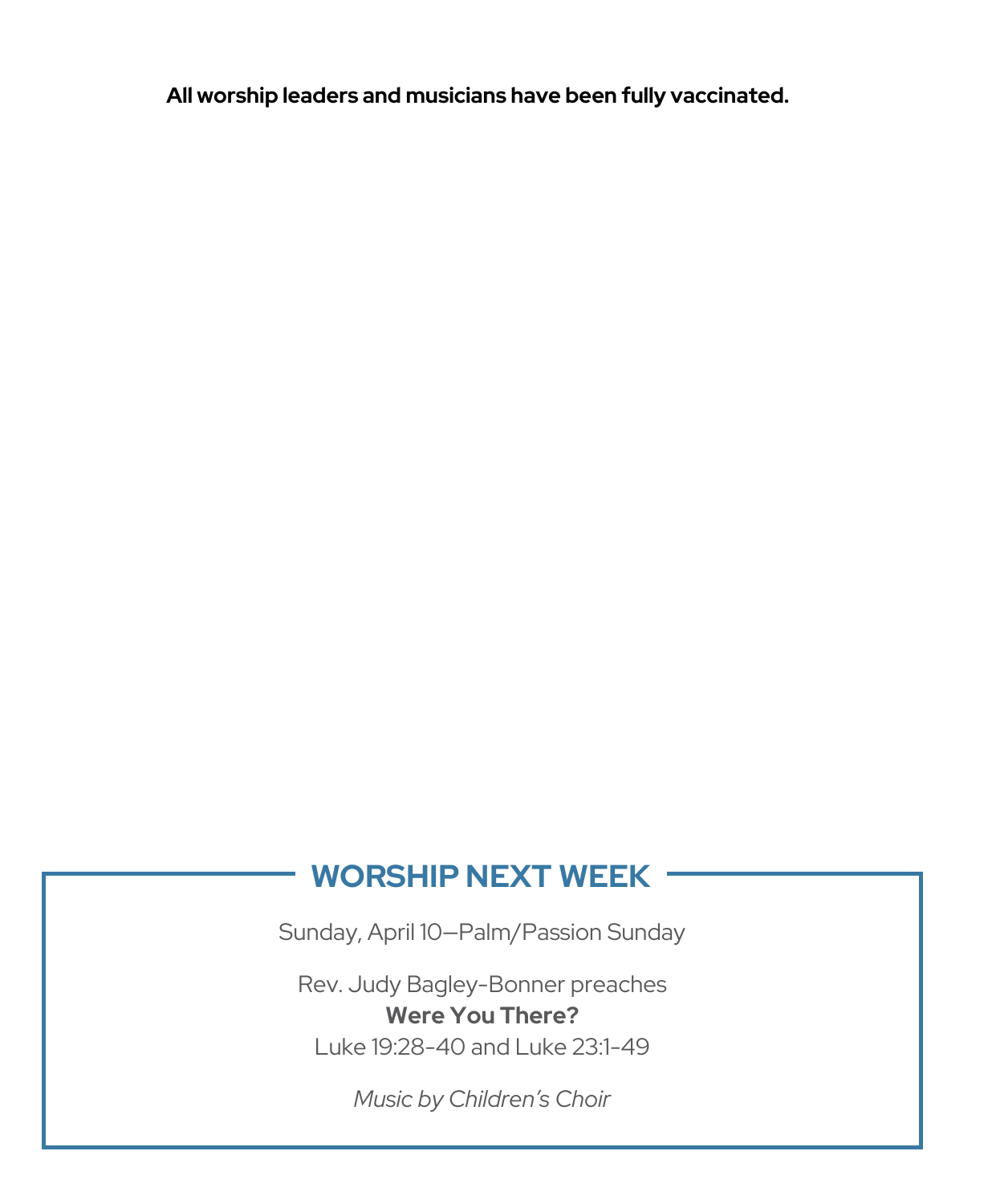**All worship leaders and musicians have been fully vaccinated.**

## WORSHIP NEXT WEEK

Sunday, April 10—Palm/Passion Sunday

Rev. Judy Bagley-Bonner preaches
**Were You There?**
Luke 19:28-40 and Luke 23:1-49

*Music by Children's Choir*